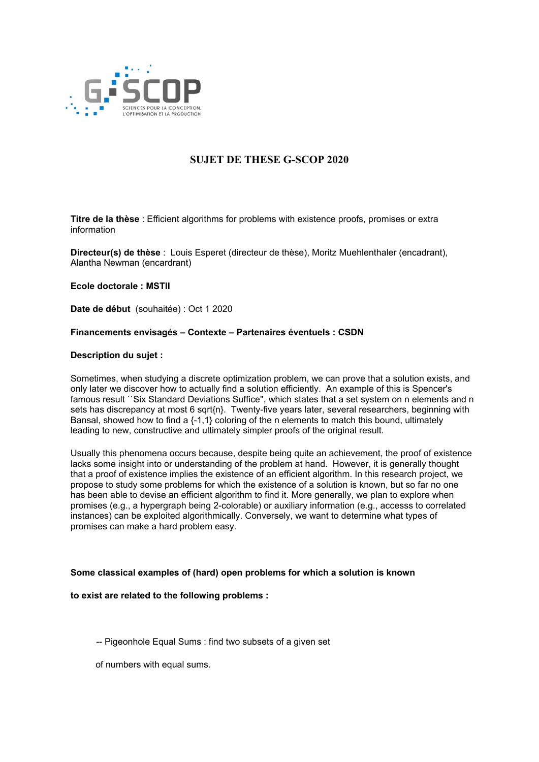# SUJET DE THESE G-SCOP 2020

**Titre de la thèse** : Efficient algorithms for problems with existence proofs, promises or extra information

**Directeur(s) de thèse** : Louis Esperet (directeur de thèse), Moritz Muehlenthaler (encadrant), Alantha Newman (encadrant)

**Ecole doctorale : MSTII**

**Date de début** (souhaitée) : Oct 1 2020

**Financements envisagés – Contexte – Partenaires éventuels : CSDN**

**Description du sujet :**

Sometimes, when studying a discrete optimization problem, we can prove that a solution exists, and only later we discover how to actually find a solution efficiently. An example of this is Spencer's famous result ``Six Standard Deviations Suffice'', which states that a set system on n elements and n sets has discrepancy at most 6 sqrt{n}. Twenty-five years later, several researchers, beginning with Bansal, showed how to find a {-1,1} coloring of the n elements to match this bound, ultimately leading to new, constructive and ultimately simpler proofs of the original result.

Usually this phenomena occurs because, despite being quite an achievement, the proof of existence lacks some insight into or understanding of the problem at hand. However, it is generally thought that a proof of existence implies the existence of an efficient algorithm. In this research project, we propose to study some problems for which the existence of a solution is known, but so far no one has been able to devise an efficient algorithm to find it. More generally, we plan to explore when promises (e.g., a hypergraph being 2-colorable) or auxiliary information (e.g., accesss to correlated instances) can be exploited algorithmically. Conversely, we want to determine what types of promises can make a hard problem easy.

**Some classical examples of (hard) open problems for which a solution is known to exist are related to the following problems :**

-- Pigeonhole Equal Sums : find two subsets of a given set of numbers with equal sums.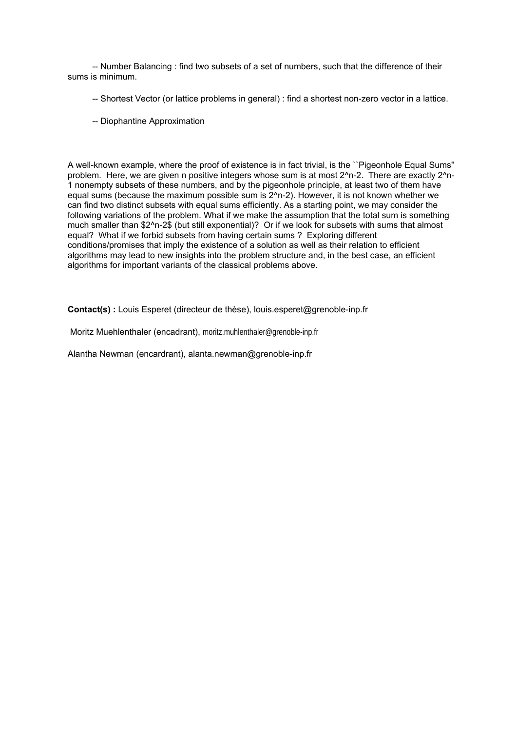-- Number Balancing : find two subsets of a set of numbers, such that the difference of their sums is minimum.

-- Shortest Vector (or lattice problems in general) : find a shortest non-zero vector in a lattice.

-- Diophantine Approximation

A well-known example, where the proof of existence is in fact trivial, is the ``Pigeonhole Equal Sums'' problem. Here, we are given n positive integers whose sum is at most $2^n-2$. There are exactly $2^n-1$ nonempty subsets of these numbers, and by the pigeonhole principle, at least two of them have equal sums (because the maximum possible sum is $2^n-2$). However, it is not known whether we can find two distinct subsets with equal sums efficiently. As a starting point, we may consider the following variations of the problem. What if we make the assumption that the total sum is something much smaller than $2^n-2$ (but still exponential)? Or if we look for subsets with sums that almost equal? What if we forbid subsets from having certain sums ? Exploring different conditions/promises that imply the existence of a solution as well as their relation to efficient algorithms may lead to new insights into the problem structure and, in the best case, an efficient algorithms for important variants of the classical problems above.

**Contact(s) :** Louis Esperet (directeur de thèse), louis.esperet@grenoble-inp.fr

Moritz Muehlenthaler (encadrant), moritz.muhlenthaler@grenoble-inp.fr

Alantha Newman (encardrant), alanta.newman@grenoble-inp.fr